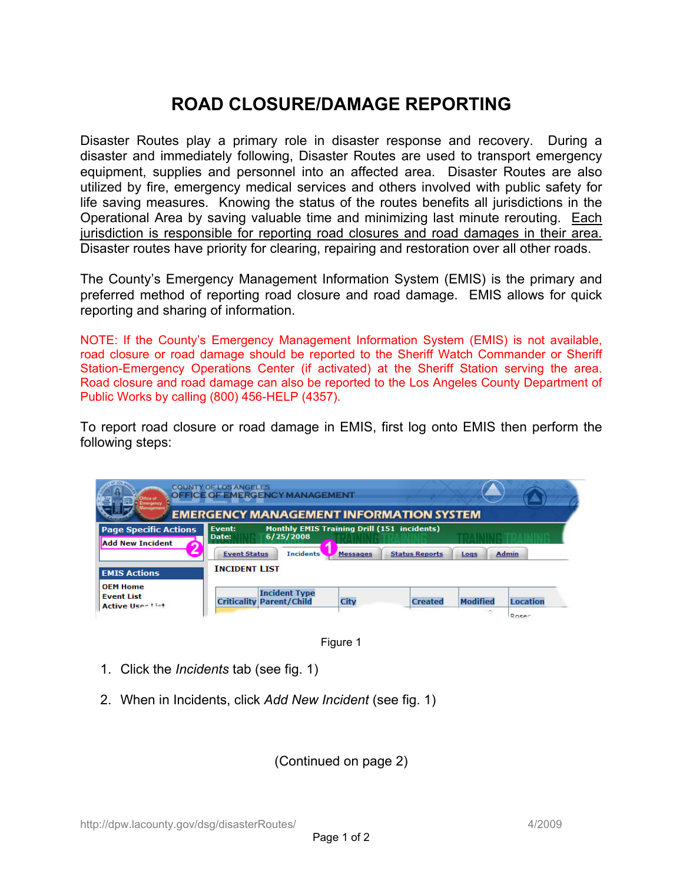# ROAD CLOSURE/DAMAGE REPORTING

Disaster Routes play a primary role in disaster response and recovery. During a disaster and immediately following, Disaster Routes are used to transport emergency equipment, supplies and personnel into an affected area. Disaster Routes are also utilized by fire, emergency medical services and others involved with public safety for life saving measures. Knowing the status of the routes benefits all jurisdictions in the Operational Area by saving valuable time and minimizing last minute rerouting. <u>Each jurisdiction is responsible for reporting road closures and road damages in their area.</u> Disaster routes have priority for clearing, repairing and restoration over all other roads.

The County's Emergency Management Information System (EMIS) is the primary and preferred method of reporting road closure and road damage. EMIS allows for quick reporting and sharing of information.

NOTE: If the County's Emergency Management Information System (EMIS) is not available, road closure or road damage should be reported to the Sheriff Watch Commander or Sheriff Station-Emergency Operations Center (if activated) at the Sheriff Station serving the area. Road closure and road damage can also be reported to the Los Angeles County Department of Public Works by calling (800) 456-HELP (4357).

To report road closure or road damage in EMIS, first log onto EMIS then perform the following steps:

Figure 1

1. Click the *Incidents* tab (see fig. 1)
2. When in Incidents, click *Add New Incident* (see fig. 1)

(Continued on page 2)

http://dpw.lacounty.gov/dsg/disasterRoutes/ 4/2009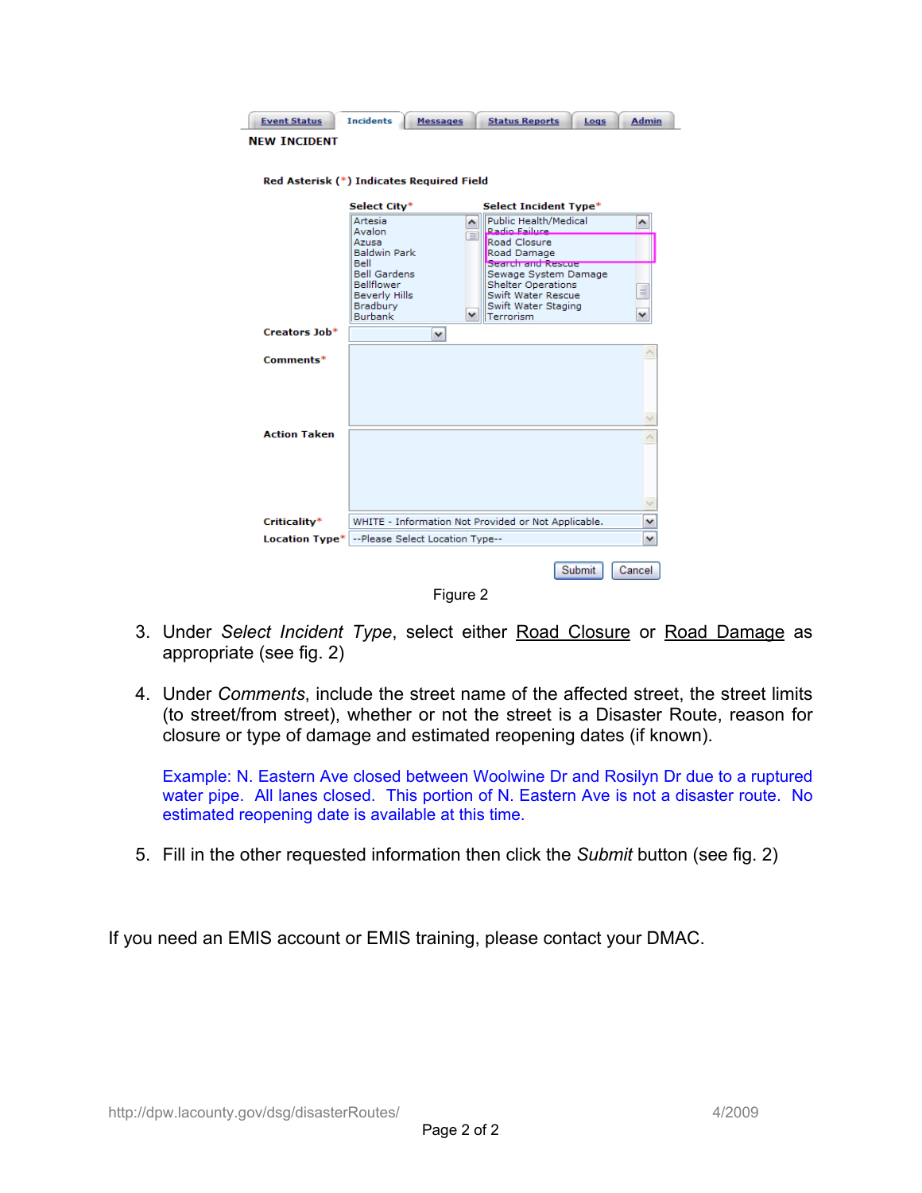Event Status | Incidents | Messages | Status Reports | Logs | Admin

NEW INCIDENT

Red Asterisk (*) Indicates Required Field

Select City*

Artesia
Avalon
Azusa
Baldwin Park
Bell
Bell Gardens
Bellflower
Beverly Hills
Bradbury
Burbank

Select Incident Type*

Public Health/Medical
Radio Failure
Road Closure
Road Damage
Search and Rescue
Sewage System Damage
Shelter Operations
Swift Water Rescue
Swift Water Staging
Terrorism

Creators Job*

Comments*

Action Taken

Criticality* WHITE - Information Not Provided or Not Applicable.

Location Type* --Please Select Location Type--

Submit | Cancel

Figure 2

3. Under *Select Incident Type*, select either Road Closure or Road Damage as appropriate (see fig. 2)

4. Under *Comments*, include the street name of the affected street, the street limits (to street/from street), whether or not the street is a Disaster Route, reason for closure or type of damage and estimated reopening dates (if known).

   Example: N. Eastern Ave closed between Woolwine Dr and Rosilyn Dr due to a ruptured water pipe. All lanes closed. This portion of N. Eastern Ave is not a disaster route. No estimated reopening date is available at this time.

5. Fill in the other requested information then click the *Submit* button (see fig. 2)

If you need an EMIS account or EMIS training, please contact your DMAC.